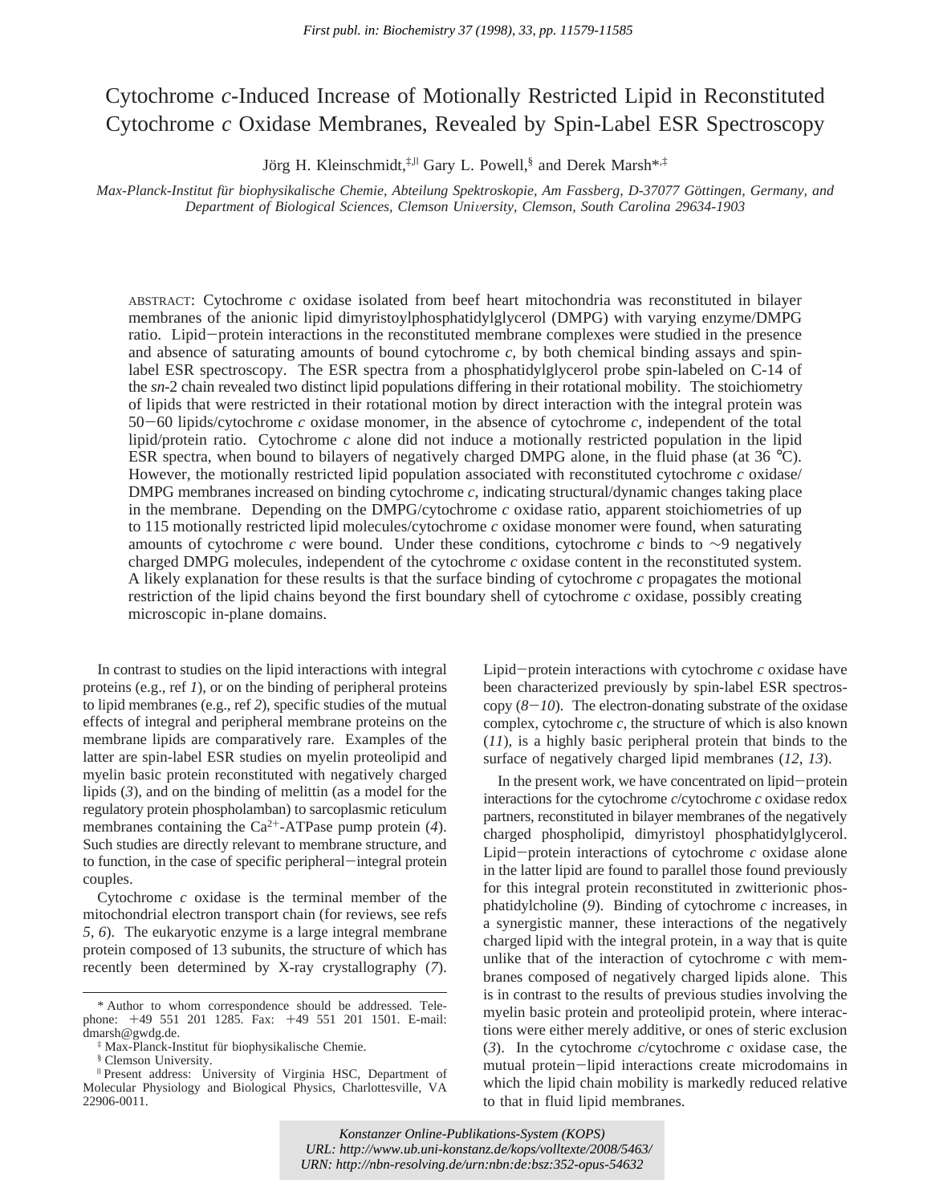First publ. in: Biochemistry 37 (1998), 33, pp. 11579-11585

# Cytochrome *c*-Induced Increase of Motionally Restricted Lipid in Reconstituted Cytochrome *c* Oxidase Membranes, Revealed by Spin-Label ESR Spectroscopy

Jörg H. Kleinschmidt,[‡,∥] Gary L. Powell,[§] and Derek Marsh*,[‡]

*Max-Planck-Institut für biophysikalische Chemie, Abteilung Spektroskopie, Am Fassberg, D-37077 Göttingen, Germany, and Department of Biological Sciences, Clemson University, Clemson, South Carolina 29634-1903*

ABSTRACT: Cytochrome *c* oxidase isolated from beef heart mitochondria was reconstituted in bilayer membranes of the anionic lipid dimyristoylphosphatidylglycerol (DMPG) with varying enzyme/DMPG ratio. Lipid−protein interactions in the reconstituted membrane complexes were studied in the presence and absence of saturating amounts of bound cytochrome *c*, by both chemical binding assays and spin-label ESR spectroscopy. The ESR spectra from a phosphatidylglycerol probe spin-labeled on C-14 of the *sn*-2 chain revealed two distinct lipid populations differing in their rotational mobility. The stoichiometry of lipids that were restricted in their rotational motion by direct interaction with the integral protein was 50−60 lipids/cytochrome *c* oxidase monomer, in the absence of cytochrome *c*, independent of the total lipid/protein ratio. Cytochrome *c* alone did not induce a motionally restricted population in the lipid ESR spectra, when bound to bilayers of negatively charged DMPG alone, in the fluid phase (at 36 °C). However, the motionally restricted lipid population associated with reconstituted cytochrome *c* oxidase/DMPG membranes increased on binding cytochrome *c*, indicating structural/dynamic changes taking place in the membrane. Depending on the DMPG/cytochrome *c* oxidase ratio, apparent stoichiometries of up to 115 motionally restricted lipid molecules/cytochrome *c* oxidase monomer were found, when saturating amounts of cytochrome *c* were bound. Under these conditions, cytochrome *c* binds to ∼9 negatively charged DMPG molecules, independent of the cytochrome *c* oxidase content in the reconstituted system. A likely explanation for these results is that the surface binding of cytochrome *c* propagates the motional restriction of the lipid chains beyond the first boundary shell of cytochrome *c* oxidase, possibly creating microscopic in-plane domains.

In contrast to studies on the lipid interactions with integral proteins (e.g., ref *1*), or on the binding of peripheral proteins to lipid membranes (e.g., ref *2*), specific studies of the mutual effects of integral and peripheral membrane proteins on the membrane lipids are comparatively rare. Examples of the latter are spin-label ESR studies on myelin proteolipid and myelin basic protein reconstituted with negatively charged lipids (*3*), and on the binding of melittin (as a model for the regulatory protein phospholamban) to sarcoplasmic reticulum membranes containing the $Ca^{2+}$-ATPase pump protein (*4*). Such studies are directly relevant to membrane structure, and to function, in the case of specific peripheral−integral protein couples.

Cytochrome *c* oxidase is the terminal member of the mitochondrial electron transport chain (for reviews, see refs *5*, *6*). The eukaryotic enzyme is a large integral membrane protein composed of 13 subunits, the structure of which has recently been determined by X-ray crystallography (*7*). Lipid−protein interactions with cytochrome *c* oxidase have been characterized previously by spin-label ESR spectroscopy (*8*−*10*). The electron-donating substrate of the oxidase complex, cytochrome *c*, the structure of which is also known (*11*), is a highly basic peripheral protein that binds to the surface of negatively charged lipid membranes (*12*, *13*).

In the present work, we have concentrated on lipid−protein interactions for the cytochrome *c*/cytochrome *c* oxidase redox partners, reconstituted in bilayer membranes of the negatively charged phospholipid, dimyristoyl phosphatidylglycerol. Lipid−protein interactions of cytochrome *c* oxidase alone in the latter lipid are found to parallel those found previously for this integral protein reconstituted in zwitterionic phosphatidylcholine (*9*). Binding of cytochrome *c* increases, in a synergistic manner, these interactions of the negatively charged lipid with the integral protein, in a way that is quite unlike that of the interaction of cytochrome *c* with membranes composed of negatively charged lipids alone. This is in contrast to the results of previous studies involving the myelin basic protein and proteolipid protein, where interactions were either merely additive, or ones of steric exclusion (*3*). In the cytochrome *c*/cytochrome *c* oxidase case, the mutual protein−lipid interactions create microdomains in which the lipid chain mobility is markedly reduced relative to that in fluid lipid membranes.

* Author to whom correspondence should be addressed. Telephone: +49 551 201 1285. Fax: +49 551 201 1501. E-mail: dmarsh@gwdg.de.

‡ Max-Planck-Institut für biophysikalische Chemie.

§ Clemson University.

∥ Present address: University of Virginia HSC, Department of Molecular Physiology and Biological Physics, Charlottesville, VA 22906-0011.

*Konstanzer Online-Publikations-System (KOPS)*
*URL: http://www.ub.uni-konstanz.de/kops/volltexte/2008/5463/*
*URN: http://nbn-resolving.de/urn:nbn:de:bsz:352-opus-54632*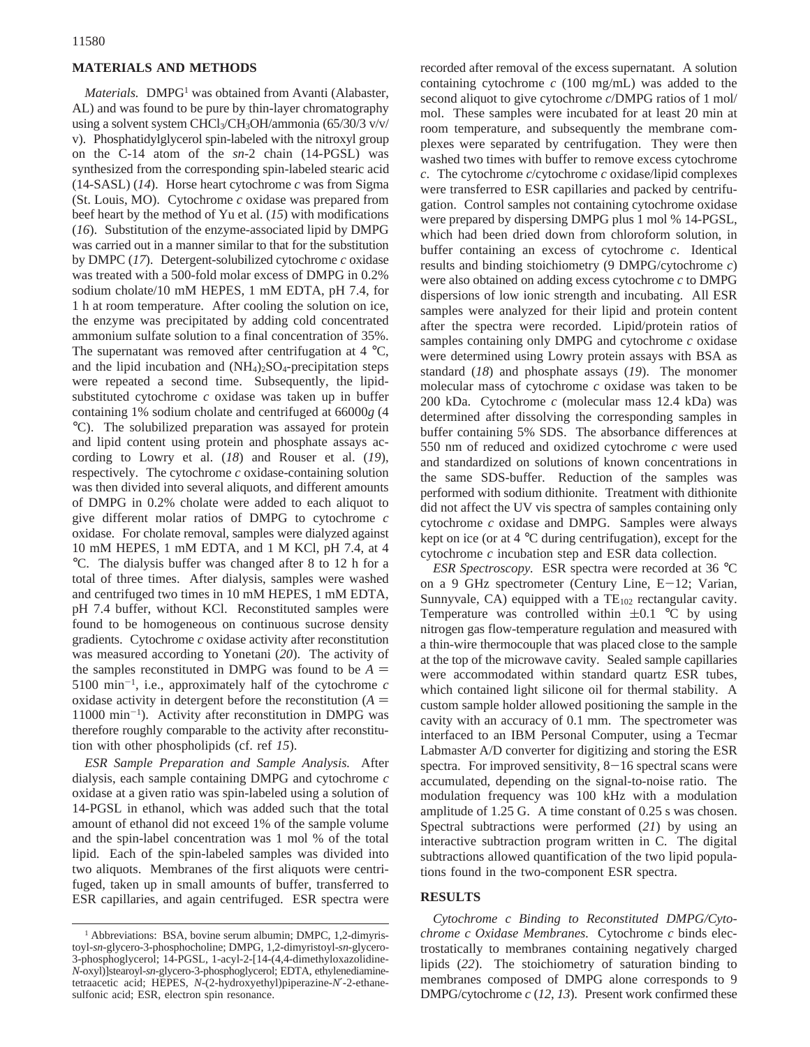## MATERIALS AND METHODS

*Materials.* DMPG[1] was obtained from Avanti (Alabaster, AL) and was found to be pure by thin-layer chromatography using a solvent system $CHCl_3$/$CH_3OH$/ammonia (65/30/3 v/v/v). Phosphatidylglycerol spin-labeled with the nitroxyl group on the C-14 atom of the *sn*-2 chain (14-PGSL) was synthesized from the corresponding spin-labeled stearic acid (14-SASL) (*14*). Horse heart cytochrome *c* was from Sigma (St. Louis, MO). Cytochrome *c* oxidase was prepared from beef heart by the method of Yu et al. (*15*) with modifications (*16*). Substitution of the enzyme-associated lipid by DMPG was carried out in a manner similar to that for the substitution by DMPC (*17*). Detergent-solubilized cytochrome *c* oxidase was treated with a 500-fold molar excess of DMPG in 0.2% sodium cholate/10 mM HEPES, 1 mM EDTA, pH 7.4, for 1 h at room temperature. After cooling the solution on ice, the enzyme was precipitated by adding cold concentrated ammonium sulfate solution to a final concentration of 35%. The supernatant was removed after centrifugation at 4 °C, and the lipid incubation and $(NH_4)_2SO_4$-precipitation steps were repeated a second time. Subsequently, the lipid-substituted cytochrome *c* oxidase was taken up in buffer containing 1% sodium cholate and centrifuged at 66000*g* (4 °C). The solubilized preparation was assayed for protein and lipid content using protein and phosphate assays according to Lowry et al. (*18*) and Rouser et al. (*19*), respectively. The cytochrome *c* oxidase-containing solution was then divided into several aliquots, and different amounts of DMPG in 0.2% cholate were added to each aliquot to give different molar ratios of DMPG to cytochrome *c* oxidase. For cholate removal, samples were dialyzed against 10 mM HEPES, 1 mM EDTA, and 1 M KCl, pH 7.4, at 4 °C. The dialysis buffer was changed after 8 to 12 h for a total of three times. After dialysis, samples were washed and centrifuged two times in 10 mM HEPES, 1 mM EDTA, pH 7.4 buffer, without KCl. Reconstituted samples were found to be homogeneous on continuous sucrose density gradients. Cytochrome *c* oxidase activity after reconstitution was measured according to Yonetani (*20*). The activity of the samples reconstituted in DMPG was found to be $A = 5100\ \text{min}^{-1}$, i.e., approximately half of the cytochrome *c* oxidase activity in detergent before the reconstitution ($A = 11000\ \text{min}^{-1}$). Activity after reconstitution in DMPG was therefore roughly comparable to the activity after reconstitution with other phospholipids (cf. ref *15*).

*ESR Sample Preparation and Sample Analysis.* After dialysis, each sample containing DMPG and cytochrome *c* oxidase at a given ratio was spin-labeled using a solution of 14-PGSL in ethanol, which was added such that the total amount of ethanol did not exceed 1% of the sample volume and the spin-label concentration was 1 mol % of the total lipid. Each of the spin-labeled samples was divided into two aliquots. Membranes of the first aliquots were centrifuged, taken up in small amounts of buffer, transferred to ESR capillaries, and again centrifuged. ESR spectra were recorded after removal of the excess supernatant. A solution containing cytochrome *c* (100 mg/mL) was added to the second aliquot to give cytochrome *c*/DMPG ratios of 1 mol/mol. These samples were incubated for at least 20 min at room temperature, and subsequently the membrane complexes were separated by centrifugation. They were then washed two times with buffer to remove excess cytochrome *c*. The cytochrome *c*/cytochrome *c* oxidase/lipid complexes were transferred to ESR capillaries and packed by centrifugation. Control samples not containing cytochrome oxidase were prepared by dispersing DMPG plus 1 mol % 14-PGSL, which had been dried down from chloroform solution, in buffer containing an excess of cytochrome *c*. Identical results and binding stoichiometry (9 DMPG/cytochrome *c*) were also obtained on adding excess cytochrome *c* to DMPG dispersions of low ionic strength and incubating. All ESR samples were analyzed for their lipid and protein content after the spectra were recorded. Lipid/protein ratios of samples containing only DMPG and cytochrome *c* oxidase were determined using Lowry protein assays with BSA as standard (*18*) and phosphate assays (*19*). The monomer molecular mass of cytochrome *c* oxidase was taken to be 200 kDa. Cytochrome *c* (molecular mass 12.4 kDa) was determined after dissolving the corresponding samples in buffer containing 5% SDS. The absorbance differences at 550 nm of reduced and oxidized cytochrome *c* were used and standardized on solutions of known concentrations in the same SDS-buffer. Reduction of the samples was performed with sodium dithionite. Treatment with dithionite did not affect the UV vis spectra of samples containing only cytochrome *c* oxidase and DMPG. Samples were always kept on ice (or at 4 °C during centrifugation), except for the cytochrome *c* incubation step and ESR data collection.

*ESR Spectroscopy.* ESR spectra were recorded at 36 °C on a 9 GHz spectrometer (Century Line, E−12; Varian, Sunnyvale, CA) equipped with a $TE_{102}$ rectangular cavity. Temperature was controlled within ±0.1 °C by using nitrogen gas flow-temperature regulation and measured with a thin-wire thermocouple that was placed close to the sample at the top of the microwave cavity. Sealed sample capillaries were accommodated within standard quartz ESR tubes, which contained light silicone oil for thermal stability. A custom sample holder allowed positioning the sample in the cavity with an accuracy of 0.1 mm. The spectrometer was interfaced to an IBM Personal Computer, using a Tecmar Labmaster A/D converter for digitizing and storing the ESR spectra. For improved sensitivity, 8−16 spectral scans were accumulated, depending on the signal-to-noise ratio. The modulation frequency was 100 kHz with a modulation amplitude of 1.25 G. A time constant of 0.25 s was chosen. Spectral subtractions were performed (*21*) by using an interactive subtraction program written in C. The digital subtractions allowed quantification of the two lipid populations found in the two-component ESR spectra.

## RESULTS

*Cytochrome c Binding to Reconstituted DMPG/Cytochrome c Oxidase Membranes.* Cytochrome *c* binds electrostatically to membranes containing negatively charged lipids (*22*). The stoichiometry of saturation binding to membranes composed of DMPG alone corresponds to 9 DMPG/cytochrome *c* (*12*, *13*). Present work confirmed these

[1] Abbreviations: BSA, bovine serum albumin; DMPC, 1,2-dimyristoyl-*sn*-glycero-3-phosphocholine; DMPG, 1,2-dimyristoyl-*sn*-glycero-3-phosphoglycerol; 14-PGSL, 1-acyl-2-[14-(4,4-dimethyloxazolidine-*N*-oxyl)]stearoyl-*sn*-glycero-3-phosphoglycerol; EDTA, ethylenediaminetetraacetic acid; HEPES, *N*-(2-hydroxyethyl)piperazine-*N*′-2-ethanesulfonic acid; ESR, electron spin resonance.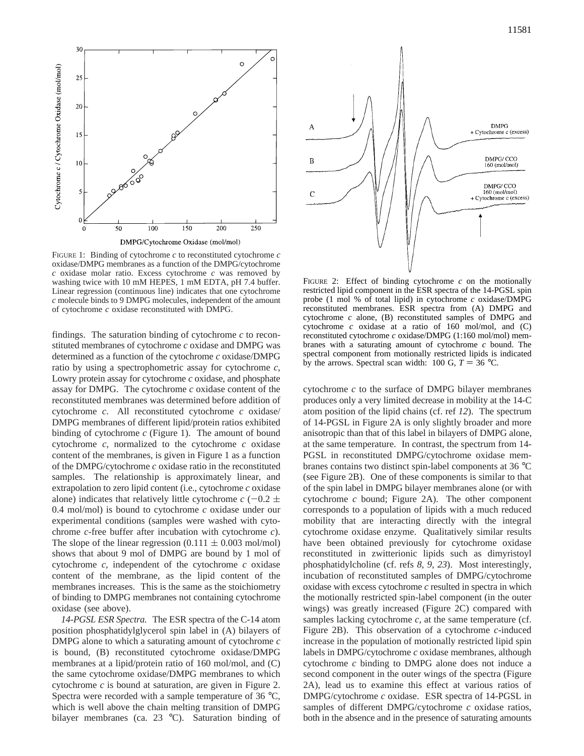FIGURE 1: Binding of cytochrome *c* to reconstituted cytochrome *c* oxidase/DMPG membranes as a function of the DMPG/cytochrome *c* oxidase molar ratio. Excess cytochrome *c* was removed by washing twice with 10 mM HEPES, 1 mM EDTA, pH 7.4 buffer. Linear regression (continuous line) indicates that one cytochrome *c* molecule binds to 9 DMPG molecules, independent of the amount of cytochrome *c* oxidase reconstituted with DMPG.

FIGURE 2: Effect of binding cytochrome *c* on the motionally restricted lipid component in the ESR spectra of the 14-PGSL spin probe (1 mol % of total lipid) in cytochrome *c* oxidase/DMPG reconstituted membranes. ESR spectra from (A) DMPG and cytochrome *c* alone, (B) reconstituted samples of DMPG and cytochrome *c* oxidase at a ratio of 160 mol/mol, and (C) reconstituted cytochrome *c* oxidase/DMPG (1:160 mol/mol) membranes with a saturating amount of cytochrome *c* bound. The spectral component from motionally restricted lipids is indicated by the arrows. Spectral scan width: 100 G, $T = 36$ °C.

findings. The saturation binding of cytochrome *c* to reconstituted membranes of cytochrome *c* oxidase and DMPG was determined as a function of the cytochrome *c* oxidase/DMPG ratio by using a spectrophotometric assay for cytochrome *c*, Lowry protein assay for cytochrome *c* oxidase, and phosphate assay for DMPG. The cytochrome *c* oxidase content of the reconstituted membranes was determined before addition of cytochrome *c*. All reconstituted cytochrome *c* oxidase/DMPG membranes of different lipid/protein ratios exhibited binding of cytochrome *c* (Figure 1). The amount of bound cytochrome *c*, normalized to the cytochrome *c* oxidase content of the membranes, is given in Figure 1 as a function of the DMPG/cytochrome *c* oxidase ratio in the reconstituted samples. The relationship is approximately linear, and extrapolation to zero lipid content (i.e., cytochrome *c* oxidase alone) indicates that relatively little cytochrome *c* ($-0.2 \pm 0.4$ mol/mol) is bound to cytochrome *c* oxidase under our experimental conditions (samples were washed with cytochrome *c*-free buffer after incubation with cytochrome *c*). The slope of the linear regression ($0.111 \pm 0.003$ mol/mol) shows that about 9 mol of DMPG are bound by 1 mol of cytochrome *c*, independent of the cytochrome *c* oxidase content of the membrane, as the lipid content of the membranes increases. This is the same as the stoichiometry of binding to DMPG membranes not containing cytochrome oxidase (see above).

*14-PGSL ESR Spectra.* The ESR spectra of the C-14 atom position phosphatidylglycerol spin label in (A) bilayers of DMPG alone to which a saturating amount of cytochrome *c* is bound, (B) reconstituted cytochrome oxidase/DMPG membranes at a lipid/protein ratio of 160 mol/mol, and (C) the same cytochrome oxidase/DMPG membranes to which cytochrome *c* is bound at saturation, are given in Figure 2. Spectra were recorded with a sample temperature of 36 °C, which is well above the chain melting transition of DMPG bilayer membranes (ca. 23 °C). Saturation binding of cytochrome *c* to the surface of DMPG bilayer membranes produces only a very limited decrease in mobility at the 14-C atom position of the lipid chains (cf. ref *12*). The spectrum of 14-PGSL in Figure 2A is only slightly broader and more anisotropic than that of this label in bilayers of DMPG alone, at the same temperature. In contrast, the spectrum from 14-PGSL in reconstituted DMPG/cytochrome oxidase membranes contains two distinct spin-label components at 36 °C (see Figure 2B). One of these components is similar to that of the spin label in DMPG bilayer membranes alone (or with cytochrome *c* bound; Figure 2A). The other component corresponds to a population of lipids with a much reduced mobility that are interacting directly with the integral cytochrome oxidase enzyme. Qualitatively similar results have been obtained previously for cytochrome oxidase reconstituted in zwitterionic lipids such as dimyristoyl phosphatidylcholine (cf. refs *8*, *9*, *23*). Most interestingly, incubation of reconstituted samples of DMPG/cytochrome oxidase with excess cytochrome *c* resulted in spectra in which the motionally restricted spin-label component (in the outer wings) was greatly increased (Figure 2C) compared with samples lacking cytochrome *c*, at the same temperature (cf. Figure 2B). This observation of a cytochrome *c*-induced increase in the population of motionally restricted lipid spin labels in DMPG/cytochrome *c* oxidase membranes, although cytochrome *c* binding to DMPG alone does not induce a second component in the outer wings of the spectra (Figure 2A), lead us to examine this effect at various ratios of DMPG/cytochrome *c* oxidase. ESR spectra of 14-PGSL in samples of different DMPG/cytochrome *c* oxidase ratios, both in the absence and in the presence of saturating amounts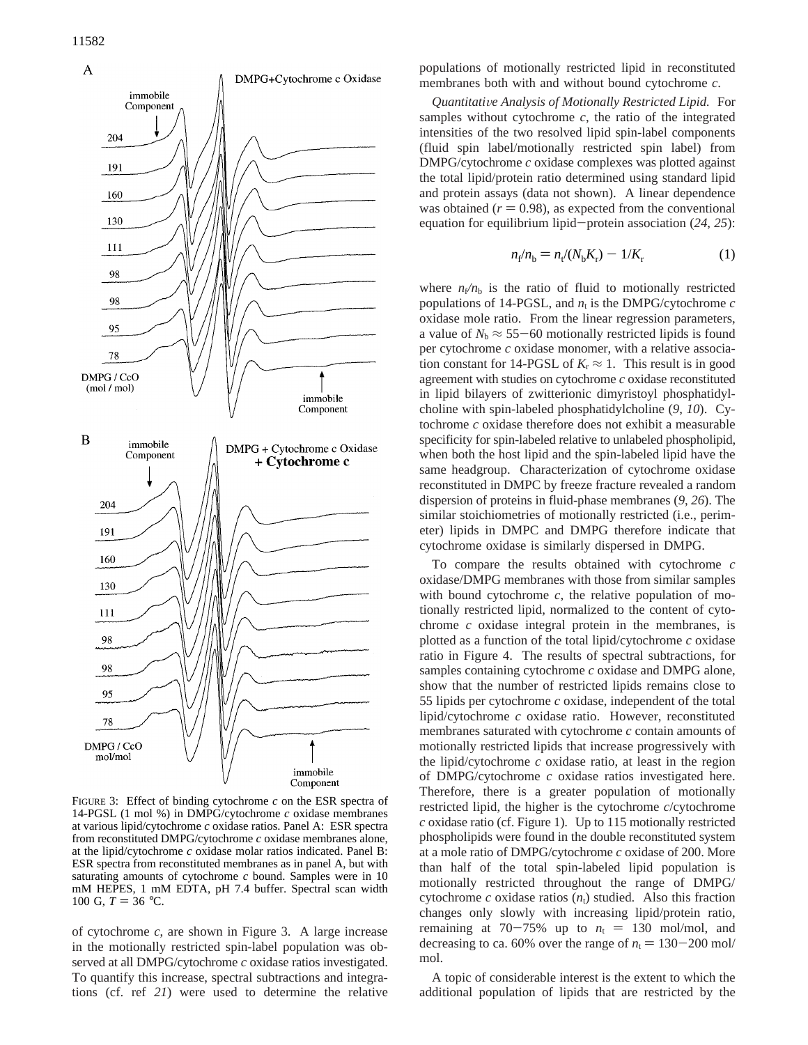FIGURE 3: Effect of binding cytochrome *c* on the ESR spectra of 14-PGSL (1 mol %) in DMPG/cytochrome *c* oxidase membranes at various lipid/cytochrome *c* oxidase ratios. Panel A: ESR spectra from reconstituted DMPG/cytochrome *c* oxidase membranes alone, at the lipid/cytochrome *c* oxidase molar ratios indicated. Panel B: ESR spectra from reconstituted membranes as in panel A, but with saturating amounts of cytochrome *c* bound. Samples were in 10 mM HEPES, 1 mM EDTA, pH 7.4 buffer. Spectral scan width 100 G, $T = 36$ °C.

of cytochrome *c*, are shown in Figure 3. A large increase in the motionally restricted spin-label population was observed at all DMPG/cytochrome *c* oxidase ratios investigated. To quantify this increase, spectral subtractions and integrations (cf. ref *21*) were used to determine the relative populations of motionally restricted lipid in reconstituted membranes both with and without bound cytochrome *c*.

*Quantitative Analysis of Motionally Restricted Lipid.* For samples without cytochrome *c*, the ratio of the integrated intensities of the two resolved lipid spin-label components (fluid spin label/motionally restricted spin label) from DMPG/cytochrome *c* oxidase complexes was plotted against the total lipid/protein ratio determined using standard lipid and protein assays (data not shown). A linear dependence was obtained ($r = 0.98$), as expected from the conventional equation for equilibrium lipid−protein association (*24*, *25*):

$$n_f/n_b = n_t/(N_b K_r) - 1/K_r \tag{1}$$

where $n_f/n_b$ is the ratio of fluid to motionally restricted populations of 14-PGSL, and $n_t$ is the DMPG/cytochrome *c* oxidase mole ratio. From the linear regression parameters, a value of $N_b \approx 55-60$ motionally restricted lipids is found per cytochrome *c* oxidase monomer, with a relative association constant for 14-PGSL of $K_r \approx 1$. This result is in good agreement with studies on cytochrome *c* oxidase reconstituted in lipid bilayers of zwitterionic dimyristoyl phosphatidylcholine with spin-labeled phosphatidylcholine (*9*, *10*). Cytochrome *c* oxidase therefore does not exhibit a measurable specificity for spin-labeled relative to unlabeled phospholipid, when both the host lipid and the spin-labeled lipid have the same headgroup. Characterization of cytochrome oxidase reconstituted in DMPC by freeze fracture revealed a random dispersion of proteins in fluid-phase membranes (*9*, *26*). The similar stoichiometries of motionally restricted (i.e., perimeter) lipids in DMPC and DMPG therefore indicate that cytochrome oxidase is similarly dispersed in DMPG.

To compare the results obtained with cytochrome *c* oxidase/DMPG membranes with those from similar samples with bound cytochrome *c*, the relative population of motionally restricted lipid, normalized to the content of cytochrome *c* oxidase integral protein in the membranes, is plotted as a function of the total lipid/cytochrome *c* oxidase ratio in Figure 4. The results of spectral subtractions, for samples containing cytochrome *c* oxidase and DMPG alone, show that the number of restricted lipids remains close to 55 lipids per cytochrome *c* oxidase, independent of the total lipid/cytochrome *c* oxidase ratio. However, reconstituted membranes saturated with cytochrome *c* contain amounts of motionally restricted lipids that increase progressively with the lipid/cytochrome *c* oxidase ratio, at least in the region of DMPG/cytochrome *c* oxidase ratios investigated here. Therefore, there is a greater population of motionally restricted lipid, the higher is the cytochrome *c*/cytochrome *c* oxidase ratio (cf. Figure 1). Up to 115 motionally restricted phospholipids were found in the double reconstituted system at a mole ratio of DMPG/cytochrome *c* oxidase of 200. More than half of the total spin-labeled lipid population is motionally restricted throughout the range of DMPG/cytochrome *c* oxidase ratios ($n_t$) studied. Also this fraction changes only slowly with increasing lipid/protein ratio, remaining at 70−75% up to $n_t$ = 130 mol/mol, and decreasing to ca. 60% over the range of $n_t$ = 130−200 mol/mol.

A topic of considerable interest is the extent to which the additional population of lipids that are restricted by the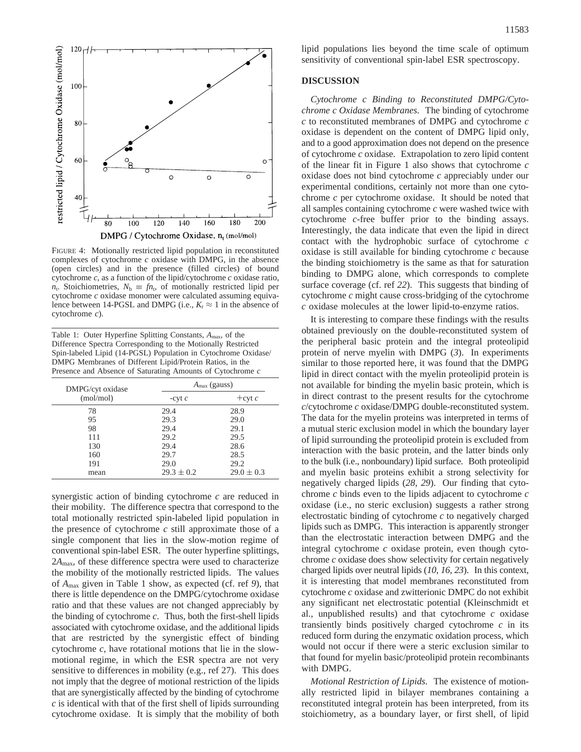FIGURE 4: Motionally restricted lipid population in reconstituted complexes of cytochrome *c* oxidase with DMPG, in the absence (open circles) and in the presence (filled circles) of bound cytochrome *c*, as a function of the lipid/cytochrome *c* oxidase ratio, $n_t$. Stoichiometries, $N_b \equiv fn_t$, of motionally restricted lipid per cytochrome *c* oxidase monomer were calculated assuming equivalence between 14-PGSL and DMPG (i.e., $K_r \approx 1$ in the absence of cytochrome *c*).

Table 1: Outer Hyperfine Splitting Constants, $A_{max}$, of the Difference Spectra Corresponding to the Motionally Restricted Spin-labeled Lipid (14-PGSL) Population in Cytochrome Oxidase/DMPG Membranes of Different Lipid/Protein Ratios, in the Presence and Absence of Saturating Amounts of Cytochrome *c*

| DMPG/cyt oxidase (mol/mol) | $A_{max}$ (gauss) | |
|---|---|---|
| | -cyt *c* | +cyt *c* |
| 78 | 29.4 | 28.9 |
| 95 | 29.3 | 29.0 |
| 98 | 29.4 | 29.1 |
| 111 | 29.2 | 29.5 |
| 130 | 29.4 | 28.6 |
| 160 | 29.7 | 28.5 |
| 191 | 29.0 | 29.2 |
| mean | $29.3 \pm 0.2$ | $29.0 \pm 0.3$ |

synergistic action of binding cytochrome *c* are reduced in their mobility. The difference spectra that correspond to the total motionally restricted spin-labeled lipid population in the presence of cytochrome *c* still approximate those of a single component that lies in the slow-motion regime of conventional spin-label ESR. The outer hyperfine splittings, $2A_{max}$, of these difference spectra were used to characterize the mobility of the motionally restricted lipids. The values of $A_{max}$ given in Table 1 show, as expected (cf. ref *9*), that there is little dependence on the DMPG/cytochrome oxidase ratio and that these values are not changed appreciably by the binding of cytochrome *c*. Thus, both the first-shell lipids associated with cytochrome oxidase, and the additional lipids that are restricted by the synergistic effect of binding cytochrome *c*, have rotational motions that lie in the slow-motional regime, in which the ESR spectra are not very sensitive to differences in mobility (e.g., ref 27). This does not imply that the degree of motional restriction of the lipids that are synergistically affected by the binding of cytochrome *c* is identical with that of the first shell of lipids surrounding cytochrome oxidase. It is simply that the mobility of both lipid populations lies beyond the time scale of optimum sensitivity of conventional spin-label ESR spectroscopy.

## DISCUSSION

*Cytochrome c Binding to Reconstituted DMPG/Cytochrome c Oxidase Membranes.* The binding of cytochrome *c* to reconstituted membranes of DMPG and cytochrome *c* oxidase is dependent on the content of DMPG lipid only, and to a good approximation does not depend on the presence of cytochrome *c* oxidase. Extrapolation to zero lipid content of the linear fit in Figure 1 also shows that cytochrome *c* oxidase does not bind cytochrome *c* appreciably under our experimental conditions, certainly not more than one cytochrome *c* per cytochrome oxidase. It should be noted that all samples containing cytochrome *c* were washed twice with cytochrome *c*-free buffer prior to the binding assays. Interestingly, the data indicate that even the lipid in direct contact with the hydrophobic surface of cytochrome *c* oxidase is still available for binding cytochrome *c* because the binding stoichiometry is the same as that for saturation binding to DMPG alone, which corresponds to complete surface coverage (cf. ref *22*). This suggests that binding of cytochrome *c* might cause cross-bridging of the cytochrome *c* oxidase molecules at the lower lipid-to-enzyme ratios.

It is interesting to compare these findings with the results obtained previously on the double-reconstituted system of the peripheral basic protein and the integral proteolipid protein of nerve myelin with DMPG (*3*). In experiments similar to those reported here, it was found that the DMPG lipid in direct contact with the myelin proteolipid protein is not available for binding the myelin basic protein, which is in direct contrast to the present results for the cytochrome *c*/cytochrome *c* oxidase/DMPG double-reconstituted system. The data for the myelin proteins was interpreted in terms of a mutual steric exclusion model in which the boundary layer of lipid surrounding the proteolipid protein is excluded from interaction with the basic protein, and the latter binds only to the bulk (i.e., nonboundary) lipid surface. Both proteolipid and myelin basic proteins exhibit a strong selectivity for negatively charged lipids (*28*, *29*). Our finding that cytochrome *c* binds even to the lipids adjacent to cytochrome *c* oxidase (i.e., no steric exclusion) suggests a rather strong electrostatic binding of cytochrome *c* to negatively charged lipids such as DMPG. This interaction is apparently stronger than the electrostatic interaction between DMPG and the integral cytochrome *c* oxidase protein, even though cytochrome *c* oxidase does show selectivity for certain negatively charged lipids over neutral lipids (*10*, *16*, *23*). In this context, it is interesting that model membranes reconstituted from cytochrome *c* oxidase and zwitterionic DMPC do not exhibit any significant net electrostatic potential (Kleinschmidt et al., unpublished results) and that cytochrome *c* oxidase transiently binds positively charged cytochrome *c* in its reduced form during the enzymatic oxidation process, which would not occur if there were a steric exclusion similar to that found for myelin basic/proteolipid protein recombinants with DMPG.

*Motional Restriction of Lipids.* The existence of motionally restricted lipid in bilayer membranes containing a reconstituted integral protein has been interpreted, from its stoichiometry, as a boundary layer, or first shell, of lipid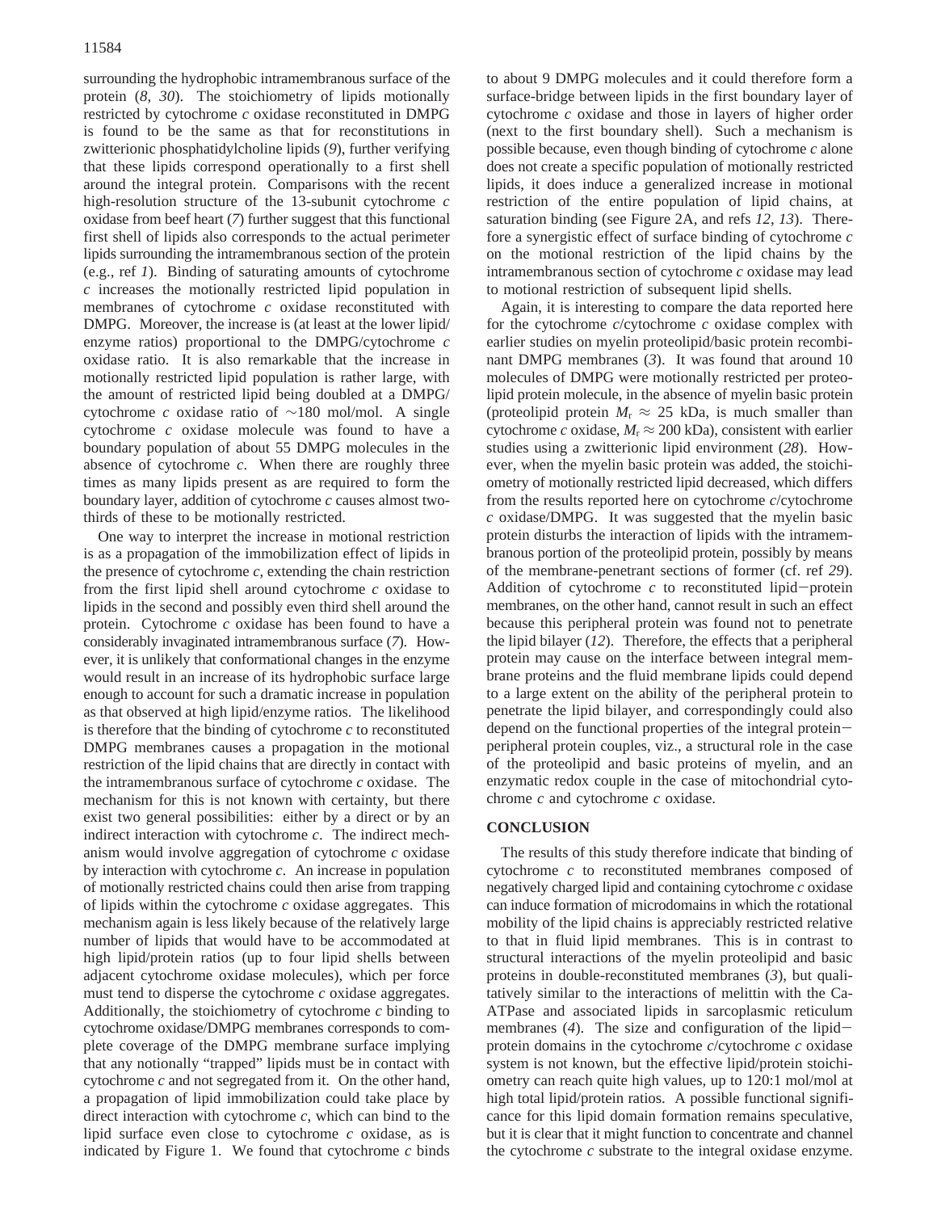surrounding the hydrophobic intramembranous surface of the protein (*8*, *30*). The stoichiometry of lipids motionally restricted by cytochrome *c* oxidase reconstituted in DMPG is found to be the same as that for reconstitutions in zwitterionic phosphatidylcholine lipids (*9*), further verifying that these lipids correspond operationally to a first shell around the integral protein. Comparisons with the recent high-resolution structure of the 13-subunit cytochrome *c* oxidase from beef heart (*7*) further suggest that this functional first shell of lipids also corresponds to the actual perimeter lipids surrounding the intramembranous section of the protein (e.g., ref *1*). Binding of saturating amounts of cytochrome *c* increases the motionally restricted lipid population in membranes of cytochrome *c* oxidase reconstituted with DMPG. Moreover, the increase is (at least at the lower lipid/enzyme ratios) proportional to the DMPG/cytochrome *c* oxidase ratio. It is also remarkable that the increase in motionally restricted lipid population is rather large, with the amount of restricted lipid being doubled at a DMPG/cytochrome *c* oxidase ratio of ~180 mol/mol. A single cytochrome *c* oxidase molecule was found to have a boundary population of about 55 DMPG molecules in the absence of cytochrome *c*. When there are roughly three times as many lipids present as are required to form the boundary layer, addition of cytochrome *c* causes almost two-thirds of these to be motionally restricted.

One way to interpret the increase in motional restriction is as a propagation of the immobilization effect of lipids in the presence of cytochrome *c*, extending the chain restriction from the first lipid shell around cytochrome *c* oxidase to lipids in the second and possibly even third shell around the protein. Cytochrome *c* oxidase has been found to have a considerably invaginated intramembranous surface (*7*). However, it is unlikely that conformational changes in the enzyme would result in an increase of its hydrophobic surface large enough to account for such a dramatic increase in population as that observed at high lipid/enzyme ratios. The likelihood is therefore that the binding of cytochrome *c* to reconstituted DMPG membranes causes a propagation in the motional restriction of the lipid chains that are directly in contact with the intramembranous surface of cytochrome *c* oxidase. The mechanism for this is not known with certainty, but there exist two general possibilities: either by a direct or by an indirect interaction with cytochrome *c*. The indirect mechanism would involve aggregation of cytochrome *c* oxidase by interaction with cytochrome *c*. An increase in population of motionally restricted chains could then arise from trapping of lipids within the cytochrome *c* oxidase aggregates. This mechanism again is less likely because of the relatively large number of lipids that would have to be accommodated at high lipid/protein ratios (up to four lipid shells between adjacent cytochrome oxidase molecules), which per force must tend to disperse the cytochrome *c* oxidase aggregates. Additionally, the stoichiometry of cytochrome *c* binding to cytochrome oxidase/DMPG membranes corresponds to complete coverage of the DMPG membrane surface implying that any notionally "trapped" lipids must be in contact with cytochrome *c* and not segregated from it. On the other hand, a propagation of lipid immobilization could take place by direct interaction with cytochrome *c*, which can bind to the lipid surface even close to cytochrome *c* oxidase, as is indicated by Figure 1. We found that cytochrome *c* binds to about 9 DMPG molecules and it could therefore form a surface-bridge between lipids in the first boundary layer of cytochrome *c* oxidase and those in layers of higher order (next to the first boundary shell). Such a mechanism is possible because, even though binding of cytochrome *c* alone does not create a specific population of motionally restricted lipids, it does induce a generalized increase in motional restriction of the entire population of lipid chains, at saturation binding (see Figure 2A, and refs *12*, *13*). Therefore a synergistic effect of surface binding of cytochrome *c* on the motional restriction of the lipid chains by the intramembranous section of cytochrome *c* oxidase may lead to motional restriction of subsequent lipid shells.

Again, it is interesting to compare the data reported here for the cytochrome *c*/cytochrome *c* oxidase complex with earlier studies on myelin proteolipid/basic protein recombinant DMPG membranes (*3*). It was found that around 10 molecules of DMPG were motionally restricted per proteolipid protein molecule, in the absence of myelin basic protein (proteolipid protein $M_r \approx 25$ kDa, is much smaller than cytochrome *c* oxidase, $M_r \approx 200$ kDa), consistent with earlier studies using a zwitterionic lipid environment (*28*). However, when the myelin basic protein was added, the stoichiometry of motionally restricted lipid decreased, which differs from the results reported here on cytochrome *c*/cytochrome *c* oxidase/DMPG. It was suggested that the myelin basic protein disturbs the interaction of lipids with the intramembranous portion of the proteolipid protein, possibly by means of the membrane-penetrant sections of former (cf. ref *29*). Addition of cytochrome *c* to reconstituted lipid−protein membranes, on the other hand, cannot result in such an effect because this peripheral protein was found not to penetrate the lipid bilayer (*12*). Therefore, the effects that a peripheral protein may cause on the interface between integral membrane proteins and the fluid membrane lipids could depend to a large extent on the ability of the peripheral protein to penetrate the lipid bilayer, and correspondingly could also depend on the functional properties of the integral protein−peripheral protein couples, viz., a structural role in the case of the proteolipid and basic proteins of myelin, and an enzymatic redox couple in the case of mitochondrial cytochrome *c* and cytochrome *c* oxidase.

## CONCLUSION

The results of this study therefore indicate that binding of cytochrome *c* to reconstituted membranes composed of negatively charged lipid and containing cytochrome *c* oxidase can induce formation of microdomains in which the rotational mobility of the lipid chains is appreciably restricted relative to that in fluid lipid membranes. This is in contrast to structural interactions of the myelin proteolipid and basic proteins in double-reconstituted membranes (*3*), but qualitatively similar to the interactions of melittin with the Ca-ATPase and associated lipids in sarcoplasmic reticulum membranes (*4*). The size and configuration of the lipid−protein domains in the cytochrome *c*/cytochrome *c* oxidase system is not known, but the effective lipid/protein stoichiometry can reach quite high values, up to 120:1 mol/mol at high total lipid/protein ratios. A possible functional significance for this lipid domain formation remains speculative, but it is clear that it might function to concentrate and channel the cytochrome *c* substrate to the integral oxidase enzyme.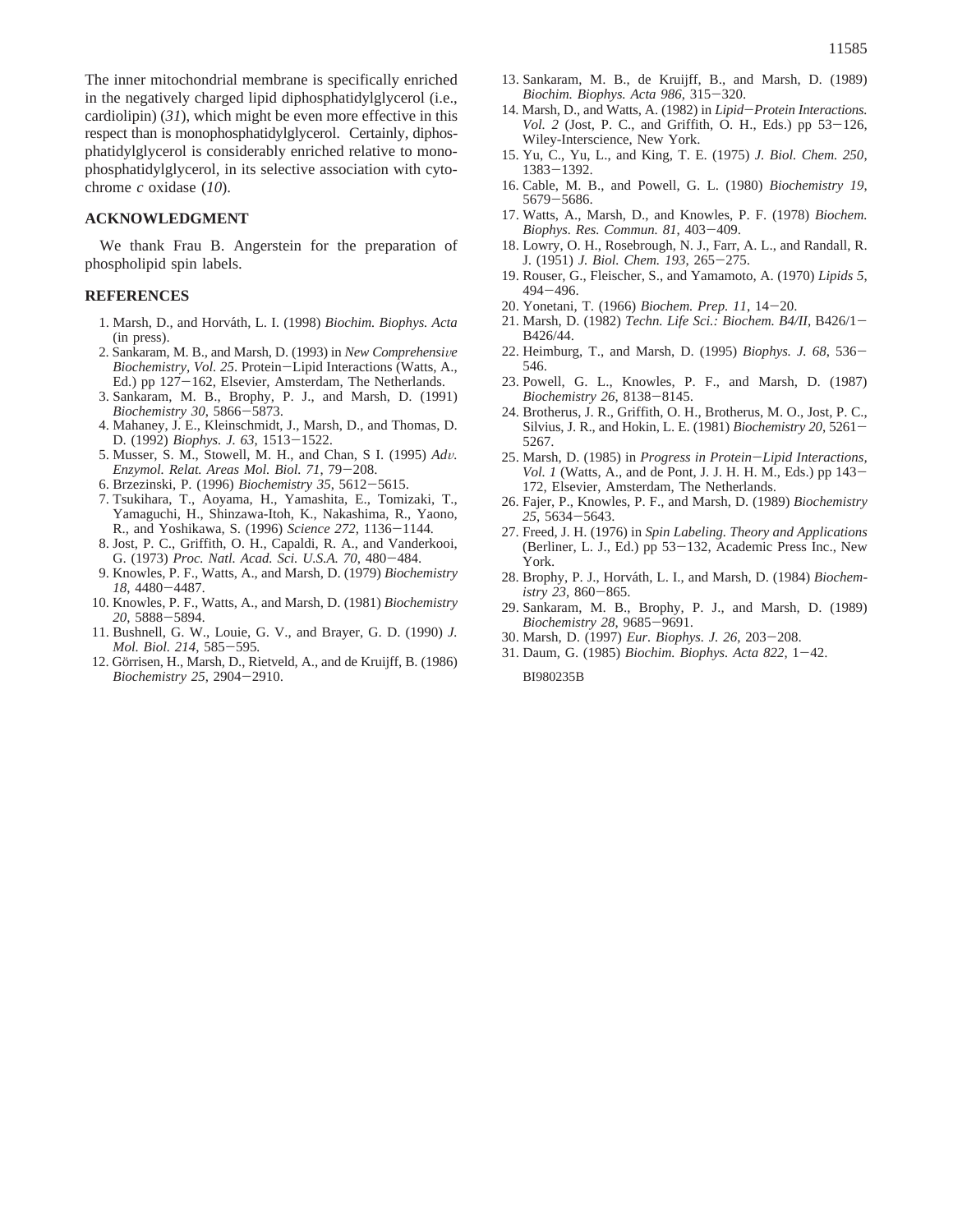The inner mitochondrial membrane is specifically enriched in the negatively charged lipid diphosphatidylglycerol (i.e., cardiolipin) (*31*), which might be even more effective in this respect than is monophosphatidylglycerol. Certainly, diphosphatidylglycerol is considerably enriched relative to monophosphatidylglycerol, in its selective association with cytochrome *c* oxidase (*10*).

## ACKNOWLEDGMENT

We thank Frau B. Angerstein for the preparation of phospholipid spin labels.

## REFERENCES

1. Marsh, D., and Horváth, L. I. (1998) *Biochim. Biophys. Acta* (in press).
2. Sankaram, M. B., and Marsh, D. (1993) in *New Comprehensive Biochemistry, Vol. 25*. Protein−Lipid Interactions (Watts, A., Ed.) pp 127−162, Elsevier, Amsterdam, The Netherlands.
3. Sankaram, M. B., Brophy, P. J., and Marsh, D. (1991) *Biochemistry 30*, 5866−5873.
4. Mahaney, J. E., Kleinschmidt, J., Marsh, D., and Thomas, D. D. (1992) *Biophys. J. 63*, 1513−1522.
5. Musser, S. M., Stowell, M. H., and Chan, S I. (1995) *Adv. Enzymol. Relat. Areas Mol. Biol. 71*, 79−208.
6. Brzezinski, P. (1996) *Biochemistry 35*, 5612−5615.
7. Tsukihara, T., Aoyama, H., Yamashita, E., Tomizaki, T., Yamaguchi, H., Shinzawa-Itoh, K., Nakashima, R., Yaono, R., and Yoshikawa, S. (1996) *Science 272*, 1136−1144.
8. Jost, P. C., Griffith, O. H., Capaldi, R. A., and Vanderkooi, G. (1973) *Proc. Natl. Acad. Sci. U.S.A. 70*, 480−484.
9. Knowles, P. F., Watts, A., and Marsh, D. (1979) *Biochemistry 18*, 4480−4487.
10. Knowles, P. F., Watts, A., and Marsh, D. (1981) *Biochemistry 20*, 5888−5894.
11. Bushnell, G. W., Louie, G. V., and Brayer, G. D. (1990) *J. Mol. Biol. 214*, 585−595.
12. Görrisen, H., Marsh, D., Rietveld, A., and de Kruijff, B. (1986) *Biochemistry 25*, 2904−2910.
13. Sankaram, M. B., de Kruijff, B., and Marsh, D. (1989) *Biochim. Biophys. Acta 986*, 315−320.
14. Marsh, D., and Watts, A. (1982) in *Lipid−Protein Interactions. Vol. 2* (Jost, P. C., and Griffith, O. H., Eds.) pp 53−126, Wiley-Interscience, New York.
15. Yu, C., Yu, L., and King, T. E. (1975) *J. Biol. Chem. 250*, 1383−1392.
16. Cable, M. B., and Powell, G. L. (1980) *Biochemistry 19*, 5679−5686.
17. Watts, A., Marsh, D., and Knowles, P. F. (1978) *Biochem. Biophys. Res. Commun. 81*, 403−409.
18. Lowry, O. H., Rosebrough, N. J., Farr, A. L., and Randall, R. J. (1951) *J. Biol. Chem. 193*, 265−275.
19. Rouser, G., Fleischer, S., and Yamamoto, A. (1970) *Lipids 5*, 494−496.
20. Yonetani, T. (1966) *Biochem. Prep. 11*, 14−20.
21. Marsh, D. (1982) *Techn. Life Sci.: Biochem. B4/II*, B426/1−B426/44.
22. Heimburg, T., and Marsh, D. (1995) *Biophys. J. 68*, 536−546.
23. Powell, G. L., Knowles, P. F., and Marsh, D. (1987) *Biochemistry 26*, 8138−8145.
24. Brotherus, J. R., Griffith, O. H., Brotherus, M. O., Jost, P. C., Silvius, J. R., and Hokin, L. E. (1981) *Biochemistry 20*, 5261−5267.
25. Marsh, D. (1985) in *Progress in Protein−Lipid Interactions, Vol. 1* (Watts, A., and de Pont, J. J. H. H. M., Eds.) pp 143−172, Elsevier, Amsterdam, The Netherlands.
26. Fajer, P., Knowles, P. F., and Marsh, D. (1989) *Biochemistry 25*, 5634−5643.
27. Freed, J. H. (1976) in *Spin Labeling. Theory and Applications* (Berliner, L. J., Ed.) pp 53−132, Academic Press Inc., New York.
28. Brophy, P. J., Horváth, L. I., and Marsh, D. (1984) *Biochemistry 23*, 860−865.
29. Sankaram, M. B., Brophy, P. J., and Marsh, D. (1989) *Biochemistry 28*, 9685−9691.
30. Marsh, D. (1997) *Eur. Biophys. J. 26*, 203−208.
31. Daum, G. (1985) *Biochim. Biophys. Acta 822*, 1−42.

BI980235B